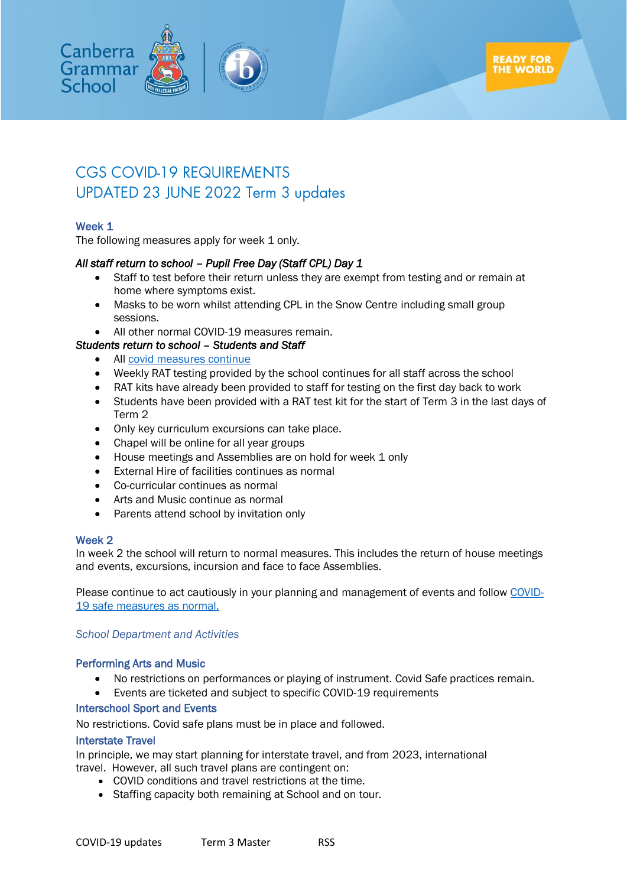# CGS COVID-19 REQUIREMENTS
# UPDATED 23 JUNE 2022 Term 3 updates

## Week 1

The following measures apply for week 1 only.

*All staff return to school – Pupil Free Day (Staff CPL) Day 1*

- Staff to test before their return unless they are exempt from testing and or remain at home where symptoms exist.
- Masks to be worn whilst attending CPL in the Snow Centre including small group sessions.
- All other normal COVID-19 measures remain.

*Students return to school – Students and Staff*

- All covid measures continue
- Weekly RAT testing provided by the school continues for all staff across the school
- RAT kits have already been provided to staff for testing on the first day back to work
- Students have been provided with a RAT test kit for the start of Term 3 in the last days of Term 2
- Only key curriculum excursions can take place.
- Chapel will be online for all year groups
- House meetings and Assemblies are on hold for week 1 only
- External Hire of facilities continues as normal
- Co-curricular continues as normal
- Arts and Music continue as normal
- Parents attend school by invitation only

## Week 2

In week 2 the school will return to normal measures. This includes the return of house meetings and events, excursions, incursion and face to face Assemblies.

Please continue to act cautiously in your planning and management of events and follow COVID-19 safe measures as normal.

*School Department and Activities*

### Performing Arts and Music

- No restrictions on performances or playing of instrument. Covid Safe practices remain.
- Events are ticketed and subject to specific COVID-19 requirements

### Interschool Sport and Events

No restrictions. Covid safe plans must be in place and followed.

### Interstate Travel

In principle, we may start planning for interstate travel, and from 2023, international travel. However, all such travel plans are contingent on:

- COVID conditions and travel restrictions at the time.
- Staffing capacity both remaining at School and on tour.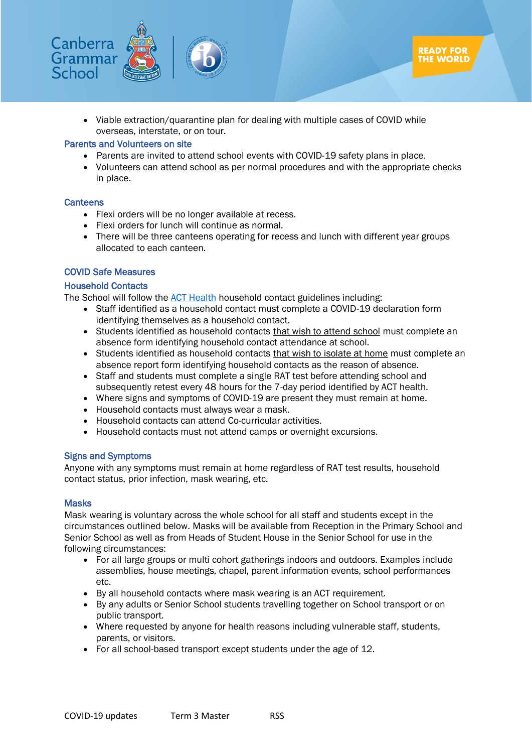- Viable extraction/quarantine plan for dealing with multiple cases of COVID while overseas, interstate, or on tour.

### Parents and Volunteers on site

- Parents are invited to attend school events with COVID-19 safety plans in place.
- Volunteers can attend school as per normal procedures and with the appropriate checks in place.

### Canteens

- Flexi orders will be no longer available at recess.
- Flexi orders for lunch will continue as normal.
- There will be three canteens operating for recess and lunch with different year groups allocated to each canteen.

## COVID Safe Measures

### Household Contacts

The School will follow the [ACT Health](ACT Health) household contact guidelines including:

- Staff identified as a household contact must complete a COVID-19 declaration form identifying themselves as a household contact.
- Students identified as household contacts <u>that wish to attend school</u> must complete an absence form identifying household contact attendance at school.
- Students identified as household contacts <u>that wish to isolate at home</u> must complete an absence report form identifying household contacts as the reason of absence.
- Staff and students must complete a single RAT test before attending school and subsequently retest every 48 hours for the 7-day period identified by ACT health.
- Where signs and symptoms of COVID-19 are present they must remain at home.
- Household contacts must always wear a mask.
- Household contacts can attend Co-curricular activities.
- Household contacts must not attend camps or overnight excursions.

### Signs and Symptoms

Anyone with any symptoms must remain at home regardless of RAT test results, household contact status, prior infection, mask wearing, etc.

### Masks

Mask wearing is voluntary across the whole school for all staff and students except in the circumstances outlined below. Masks will be available from Reception in the Primary School and Senior School as well as from Heads of Student House in the Senior School for use in the following circumstances:

- For all large groups or multi cohort gatherings indoors and outdoors. Examples include assemblies, house meetings, chapel, parent information events, school performances etc.
- By all household contacts where mask wearing is an ACT requirement.
- By any adults or Senior School students travelling together on School transport or on public transport.
- Where requested by anyone for health reasons including vulnerable staff, students, parents, or visitors.
- For all school-based transport except students under the age of 12.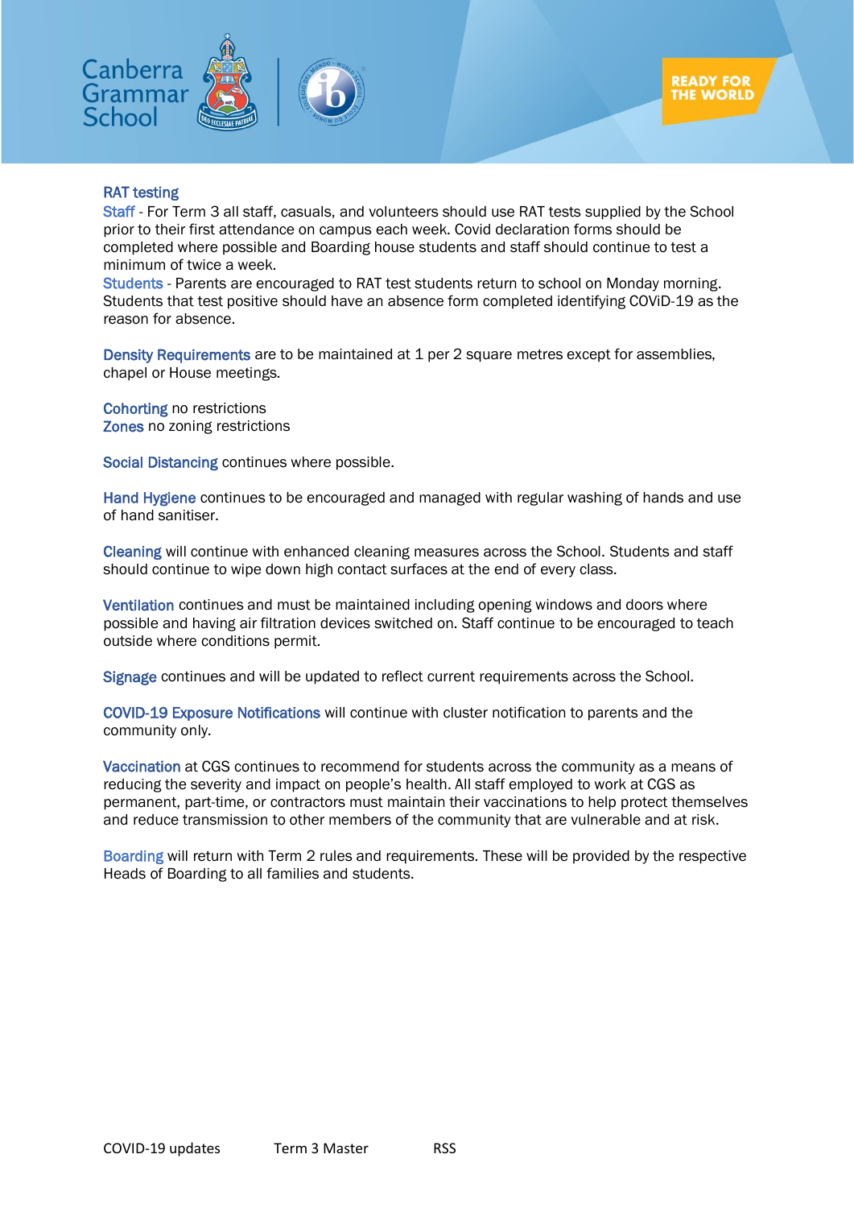**RAT testing**

**Staff** - For Term 3 all staff, casuals, and volunteers should use RAT tests supplied by the School prior to their first attendance on campus each week. Covid declaration forms should be completed where possible and Boarding house students and staff should continue to test a minimum of twice a week.

**Students** - Parents are encouraged to RAT test students return to school on Monday morning. Students that test positive should have an absence form completed identifying COViD-19 as the reason for absence.

**Density Requirements** are to be maintained at 1 per 2 square metres except for assemblies, chapel or House meetings.

**Cohorting** no restrictions
**Zones** no zoning restrictions

**Social Distancing** continues where possible.

**Hand Hygiene** continues to be encouraged and managed with regular washing of hands and use of hand sanitiser.

**Cleaning** will continue with enhanced cleaning measures across the School. Students and staff should continue to wipe down high contact surfaces at the end of every class.

**Ventilation** continues and must be maintained including opening windows and doors where possible and having air filtration devices switched on. Staff continue to be encouraged to teach outside where conditions permit.

**Signage** continues and will be updated to reflect current requirements across the School.

**COVID-19 Exposure Notifications** will continue with cluster notification to parents and the community only.

**Vaccination** at CGS continues to recommend for students across the community as a means of reducing the severity and impact on people's health. All staff employed to work at CGS as permanent, part-time, or contractors must maintain their vaccinations to help protect themselves and reduce transmission to other members of the community that are vulnerable and at risk.

**Boarding** will return with Term 2 rules and requirements. These will be provided by the respective Heads of Boarding to all families and students.